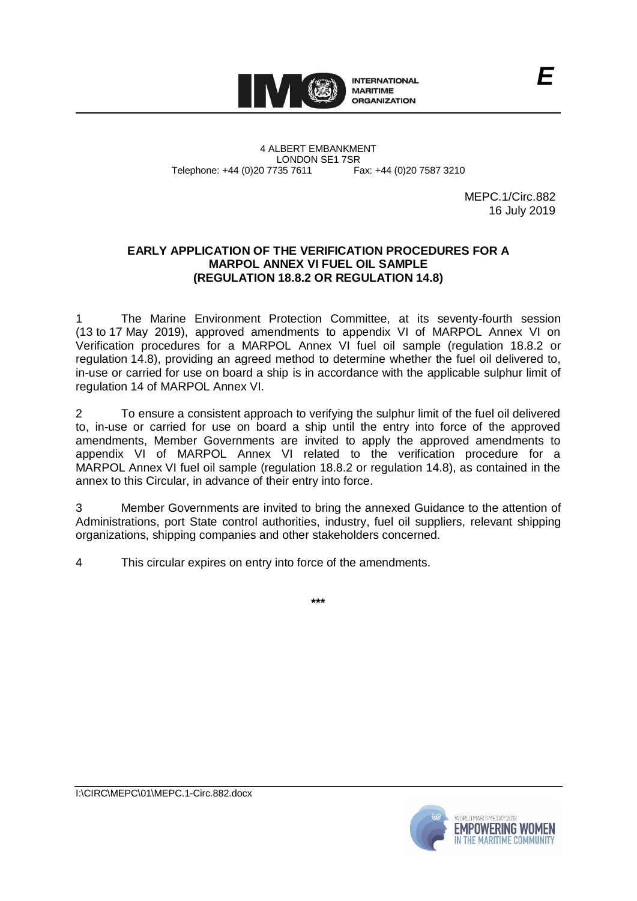E

INTERNATIONAL MARITIME ORGANIZATION

4 ALBERT EMBANKMENT
LONDON SE1 7SR
Telephone: +44 (0)20 7735 7611 Fax: +44 (0)20 7587 3210

MEPC.1/Circ.882
16 July 2019

**EARLY APPLICATION OF THE VERIFICATION PROCEDURES FOR A MARPOL ANNEX VI FUEL OIL SAMPLE (REGULATION 18.8.2 OR REGULATION 14.8)**

1 The Marine Environment Protection Committee, at its seventy-fourth session (13 to 17 May 2019), approved amendments to appendix VI of MARPOL Annex VI on Verification procedures for a MARPOL Annex VI fuel oil sample (regulation 18.8.2 or regulation 14.8), providing an agreed method to determine whether the fuel oil delivered to, in-use or carried for use on board a ship is in accordance with the applicable sulphur limit of regulation 14 of MARPOL Annex VI.

2 To ensure a consistent approach to verifying the sulphur limit of the fuel oil delivered to, in-use or carried for use on board a ship until the entry into force of the approved amendments, Member Governments are invited to apply the approved amendments to appendix VI of MARPOL Annex VI related to the verification procedure for a MARPOL Annex VI fuel oil sample (regulation 18.8.2 or regulation 14.8), as contained in the annex to this Circular, in advance of their entry into force.

3 Member Governments are invited to bring the annexed Guidance to the attention of Administrations, port State control authorities, industry, fuel oil suppliers, relevant shipping organizations, shipping companies and other stakeholders concerned.

4 This circular expires on entry into force of the amendments.

***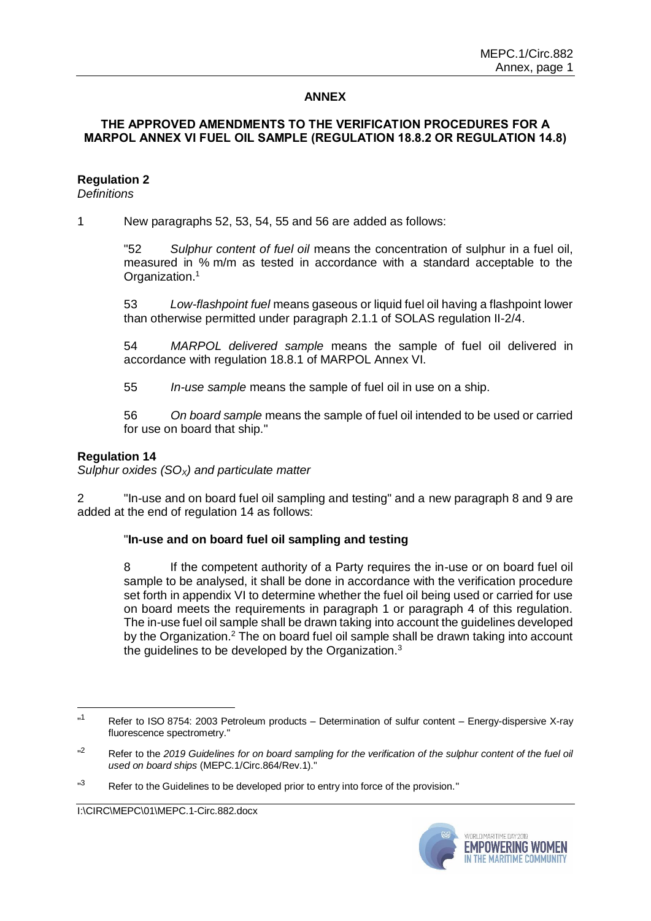## ANNEX

### THE APPROVED AMENDMENTS TO THE VERIFICATION PROCEDURES FOR A MARPOL ANNEX VI FUEL OIL SAMPLE (REGULATION 18.8.2 OR REGULATION 14.8)

**Regulation 2**
*Definitions*

1 New paragraphs 52, 53, 54, 55 and 56 are added as follows:

> "52 *Sulphur content of fuel oil* means the concentration of sulphur in a fuel oil, measured in % m/m as tested in accordance with a standard acceptable to the Organization.[1]
>
> 53 *Low-flashpoint fuel* means gaseous or liquid fuel oil having a flashpoint lower than otherwise permitted under paragraph 2.1.1 of SOLAS regulation II-2/4.
>
> 54 *MARPOL delivered sample* means the sample of fuel oil delivered in accordance with regulation 18.8.1 of MARPOL Annex VI.
>
> 55 *In-use sample* means the sample of fuel oil in use on a ship.
>
> 56 *On board sample* means the sample of fuel oil intended to be used or carried for use on board that ship."

**Regulation 14**
*Sulphur oxides ($SO_X$) and particulate matter*

2 "In-use and on board fuel oil sampling and testing" and a new paragraph 8 and 9 are added at the end of regulation 14 as follows:

> "**In-use and on board fuel oil sampling and testing**
>
> 8 If the competent authority of a Party requires the in-use or on board fuel oil sample to be analysed, it shall be done in accordance with the verification procedure set forth in appendix VI to determine whether the fuel oil being used or carried for use on board meets the requirements in paragraph 1 or paragraph 4 of this regulation. The in-use fuel oil sample shall be drawn taking into account the guidelines developed by the Organization.[2] The on board fuel oil sample shall be drawn taking into account the guidelines to be developed by the Organization.[3]

---

"[1] Refer to ISO 8754: 2003 Petroleum products – Determination of sulfur content – Energy-dispersive X-ray fluorescence spectrometry."

"[2] Refer to the *2019 Guidelines for on board sampling for the verification of the sulphur content of the fuel oil used on board ships* (MEPC.1/Circ.864/Rev.1)."

"[3] Refer to the Guidelines to be developed prior to entry into force of the provision."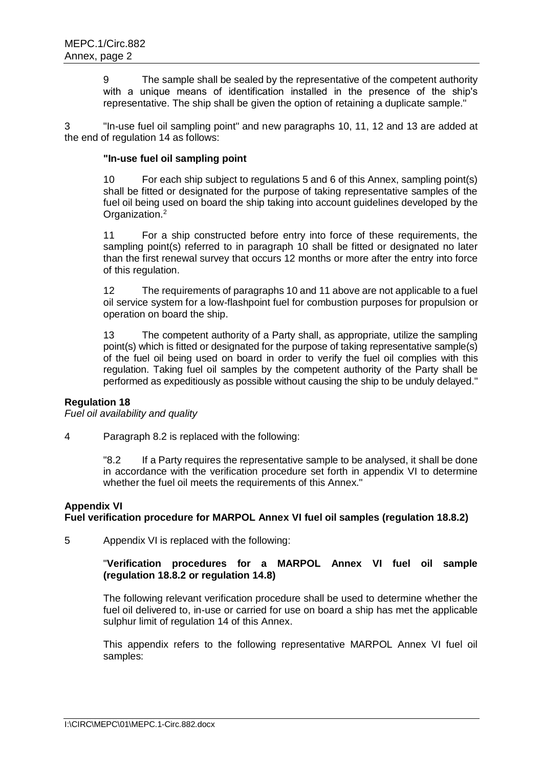9 The sample shall be sealed by the representative of the competent authority with a unique means of identification installed in the presence of the ship's representative. The ship shall be given the option of retaining a duplicate sample."

3 "In-use fuel oil sampling point" and new paragraphs 10, 11, 12 and 13 are added at the end of regulation 14 as follows:

**"In-use fuel oil sampling point**

10 For each ship subject to regulations 5 and 6 of this Annex, sampling point(s) shall be fitted or designated for the purpose of taking representative samples of the fuel oil being used on board the ship taking into account guidelines developed by the Organization.[2]

11 For a ship constructed before entry into force of these requirements, the sampling point(s) referred to in paragraph 10 shall be fitted or designated no later than the first renewal survey that occurs 12 months or more after the entry into force of this regulation.

12 The requirements of paragraphs 10 and 11 above are not applicable to a fuel oil service system for a low-flashpoint fuel for combustion purposes for propulsion or operation on board the ship.

13 The competent authority of a Party shall, as appropriate, utilize the sampling point(s) which is fitted or designated for the purpose of taking representative sample(s) of the fuel oil being used on board in order to verify the fuel oil complies with this regulation. Taking fuel oil samples by the competent authority of the Party shall be performed as expeditiously as possible without causing the ship to be unduly delayed."

**Regulation 18**
*Fuel oil availability and quality*

4 Paragraph 8.2 is replaced with the following:

"8.2 If a Party requires the representative sample to be analysed, it shall be done in accordance with the verification procedure set forth in appendix VI to determine whether the fuel oil meets the requirements of this Annex."

**Appendix VI**
**Fuel verification procedure for MARPOL Annex VI fuel oil samples (regulation 18.8.2)**

5 Appendix VI is replaced with the following:

"**Verification procedures for a MARPOL Annex VI fuel oil sample (regulation 18.8.2 or regulation 14.8)**

The following relevant verification procedure shall be used to determine whether the fuel oil delivered to, in-use or carried for use on board a ship has met the applicable sulphur limit of regulation 14 of this Annex.

This appendix refers to the following representative MARPOL Annex VI fuel oil samples: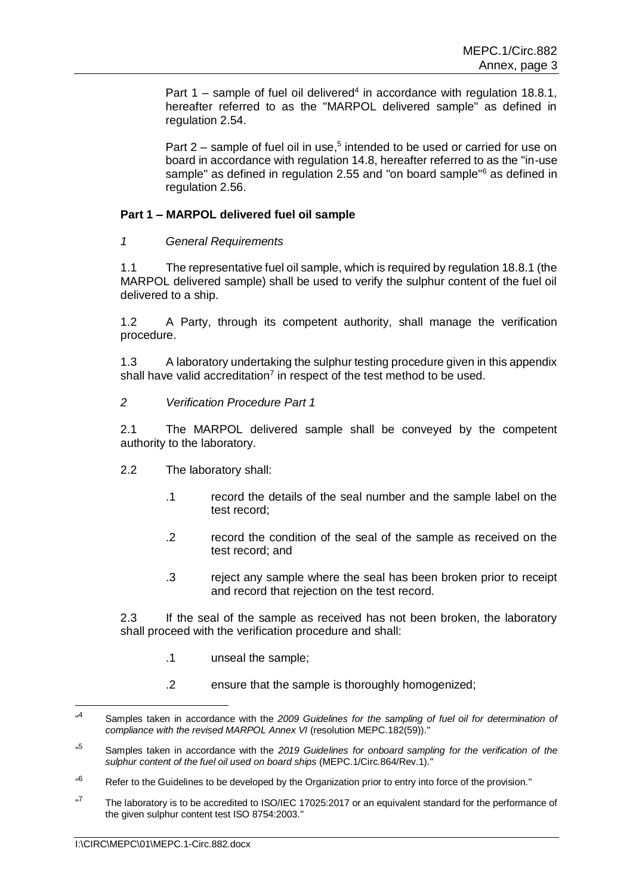Part 1 – sample of fuel oil delivered[4] in accordance with regulation 18.8.1, hereafter referred to as the "MARPOL delivered sample" as defined in regulation 2.54.

Part 2 – sample of fuel oil in use,[5] intended to be used or carried for use on board in accordance with regulation 14.8, hereafter referred to as the "in-use sample" as defined in regulation 2.55 and "on board sample"[6] as defined in regulation 2.56.

**Part 1 – MARPOL delivered fuel oil sample**

*1 General Requirements*

1.1 The representative fuel oil sample, which is required by regulation 18.8.1 (the MARPOL delivered sample) shall be used to verify the sulphur content of the fuel oil delivered to a ship.

1.2 A Party, through its competent authority, shall manage the verification procedure.

1.3 A laboratory undertaking the sulphur testing procedure given in this appendix shall have valid accreditation[7] in respect of the test method to be used.

*2 Verification Procedure Part 1*

2.1 The MARPOL delivered sample shall be conveyed by the competent authority to the laboratory.

2.2 The laboratory shall:

.1 record the details of the seal number and the sample label on the test record;

.2 record the condition of the seal of the sample as received on the test record; and

.3 reject any sample where the seal has been broken prior to receipt and record that rejection on the test record.

2.3 If the seal of the sample as received has not been broken, the laboratory shall proceed with the verification procedure and shall:

.1 unseal the sample;

.2 ensure that the sample is thoroughly homogenized;

---

"[4] Samples taken in accordance with the *2009 Guidelines for the sampling of fuel oil for determination of compliance with the revised MARPOL Annex VI* (resolution MEPC.182(59))."

"[5] Samples taken in accordance with the *2019 Guidelines for onboard sampling for the verification of the sulphur content of the fuel oil used on board ships* (MEPC.1/Circ.864/Rev.1)."

"[6] Refer to the Guidelines to be developed by the Organization prior to entry into force of the provision."

"[7] The laboratory is to be accredited to ISO/IEC 17025:2017 or an equivalent standard for the performance of the given sulphur content test ISO 8754:2003."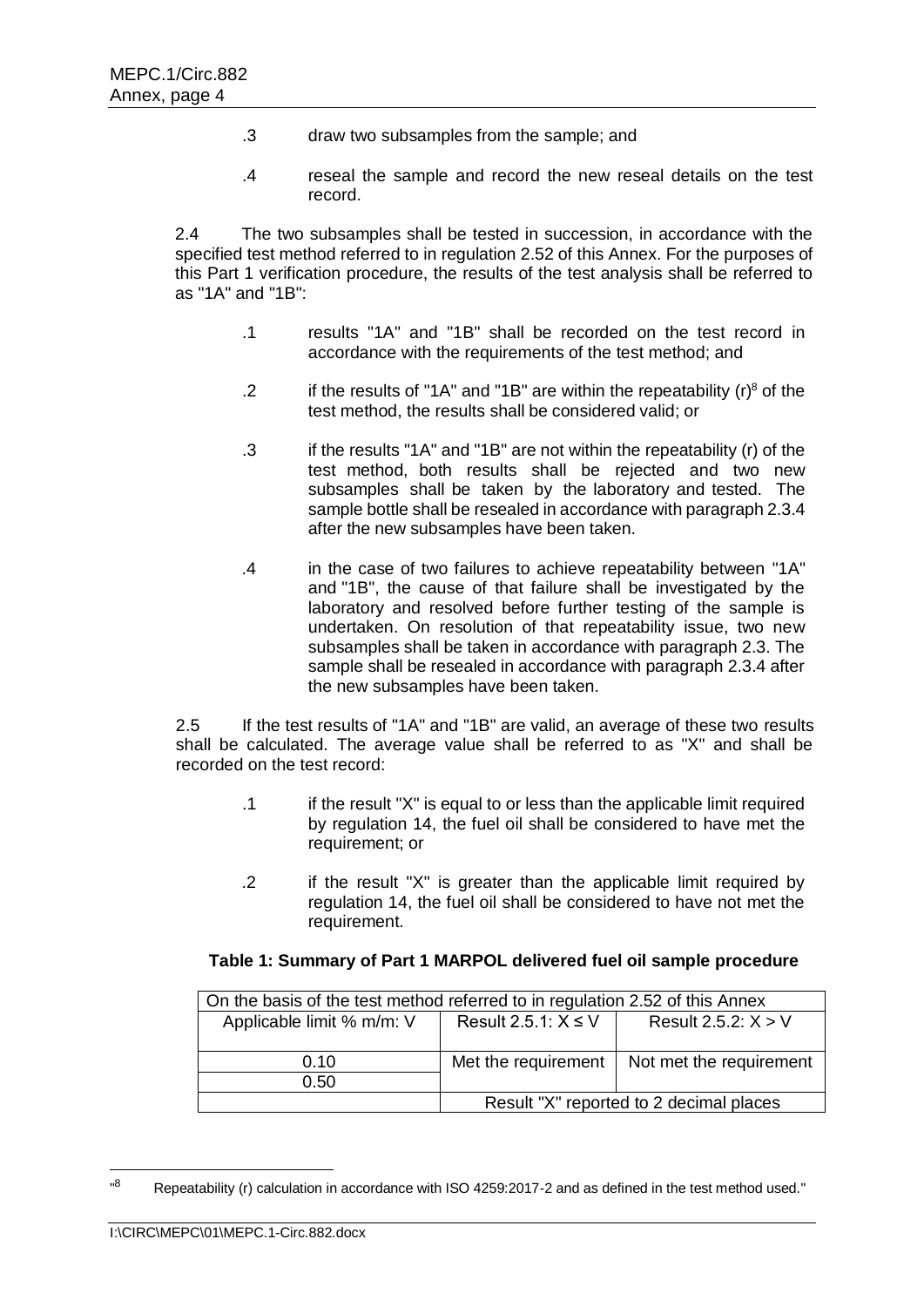.3 draw two subsamples from the sample; and

.4 reseal the sample and record the new reseal details on the test record.

2.4 The two subsamples shall be tested in succession, in accordance with the specified test method referred to in regulation 2.52 of this Annex. For the purposes of this Part 1 verification procedure, the results of the test analysis shall be referred to as "1A" and "1B":

.1 results "1A" and "1B" shall be recorded on the test record in accordance with the requirements of the test method; and

.2 if the results of "1A" and "1B" are within the repeatability (r)[8] of the test method, the results shall be considered valid; or

.3 if the results "1A" and "1B" are not within the repeatability (r) of the test method, both results shall be rejected and two new subsamples shall be taken by the laboratory and tested. The sample bottle shall be resealed in accordance with paragraph 2.3.4 after the new subsamples have been taken.

.4 in the case of two failures to achieve repeatability between "1A" and "1B", the cause of that failure shall be investigated by the laboratory and resolved before further testing of the sample is undertaken. On resolution of that repeatability issue, two new subsamples shall be taken in accordance with paragraph 2.3. The sample shall be resealed in accordance with paragraph 2.3.4 after the new subsamples have been taken.

2.5 If the test results of "1A" and "1B" are valid, an average of these two results shall be calculated. The average value shall be referred to as "X" and shall be recorded on the test record:

.1 if the result "X" is equal to or less than the applicable limit required by regulation 14, the fuel oil shall be considered to have met the requirement; or

.2 if the result "X" is greater than the applicable limit required by regulation 14, the fuel oil shall be considered to have not met the requirement.

**Table 1: Summary of Part 1 MARPOL delivered fuel oil sample procedure**

| On the basis of the test method referred to in regulation 2.52 of this Annex | | |
|---|---|---|
| Applicable limit % m/m: V | Result 2.5.1: X ≤ V | Result 2.5.2: X > V |
| 0.10 | Met the requirement | Not met the requirement |
| 0.50 | | |
| | Result "X" reported to 2 decimal places | |

"[8] Repeatability (r) calculation in accordance with ISO 4259:2017-2 and as defined in the test method used."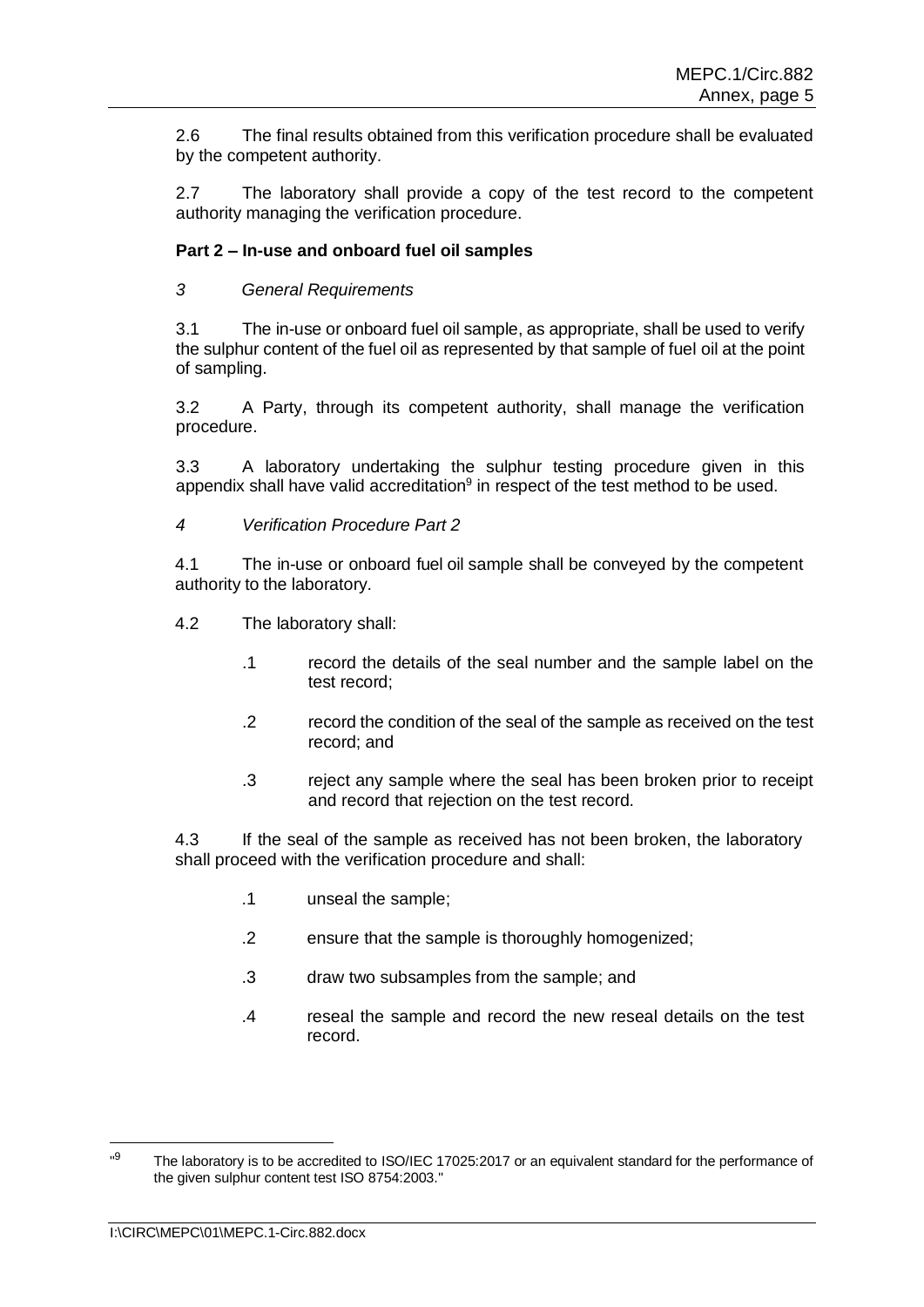2.6 The final results obtained from this verification procedure shall be evaluated by the competent authority.

2.7 The laboratory shall provide a copy of the test record to the competent authority managing the verification procedure.

**Part 2 – In-use and onboard fuel oil samples**

*3 General Requirements*

3.1 The in-use or onboard fuel oil sample, as appropriate, shall be used to verify the sulphur content of the fuel oil as represented by that sample of fuel oil at the point of sampling.

3.2 A Party, through its competent authority, shall manage the verification procedure.

3.3 A laboratory undertaking the sulphur testing procedure given in this appendix shall have valid accreditation[9] in respect of the test method to be used.

*4 Verification Procedure Part 2*

4.1 The in-use or onboard fuel oil sample shall be conveyed by the competent authority to the laboratory.

4.2 The laboratory shall:

- .1 record the details of the seal number and the sample label on the test record;
- .2 record the condition of the seal of the sample as received on the test record; and
- .3 reject any sample where the seal has been broken prior to receipt and record that rejection on the test record.

4.3 If the seal of the sample as received has not been broken, the laboratory shall proceed with the verification procedure and shall:

- .1 unseal the sample;
- .2 ensure that the sample is thoroughly homogenized;
- .3 draw two subsamples from the sample; and
- .4 reseal the sample and record the new reseal details on the test record.

---

"[9] The laboratory is to be accredited to ISO/IEC 17025:2017 or an equivalent standard for the performance of the given sulphur content test ISO 8754:2003."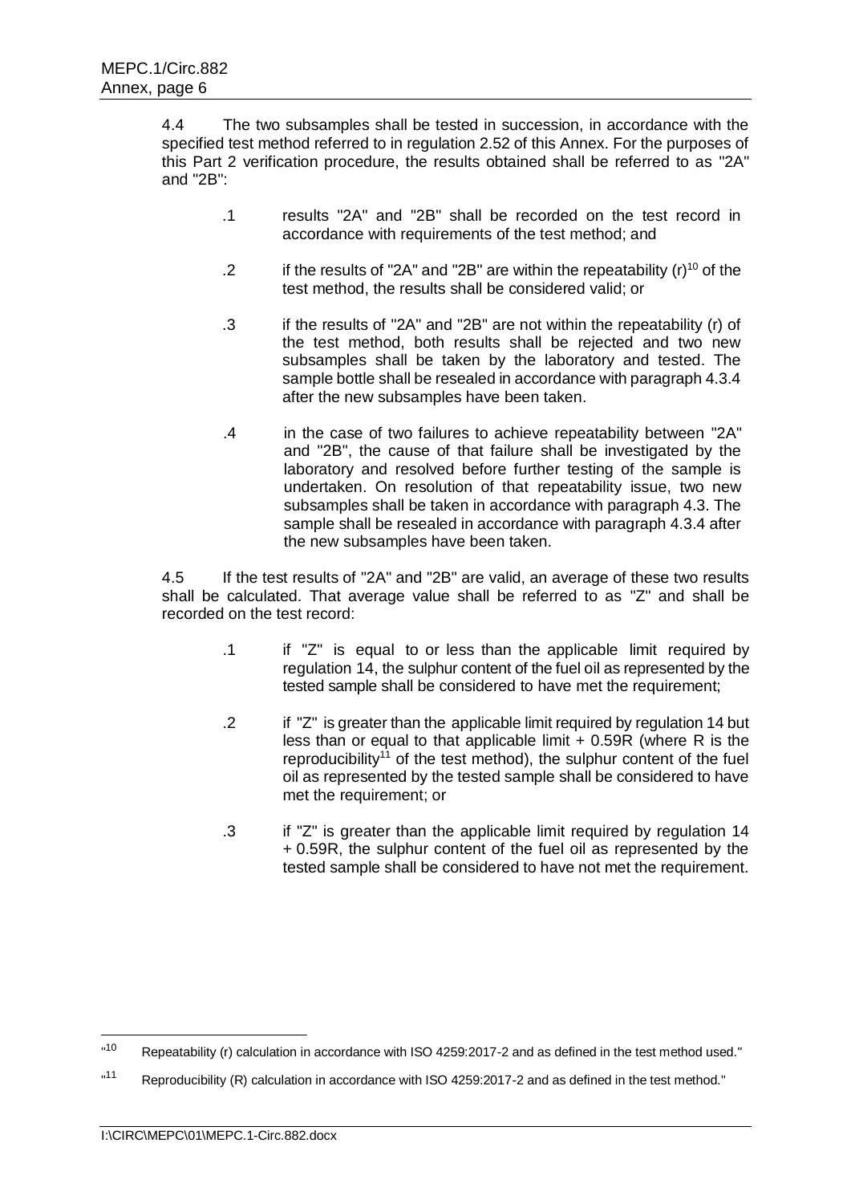4.4 The two subsamples shall be tested in succession, in accordance with the specified test method referred to in regulation 2.52 of this Annex. For the purposes of this Part 2 verification procedure, the results obtained shall be referred to as "2A" and "2B":

.1 results "2A" and "2B" shall be recorded on the test record in accordance with requirements of the test method; and

.2 if the results of "2A" and "2B" are within the repeatability (r)[10] of the test method, the results shall be considered valid; or

.3 if the results of "2A" and "2B" are not within the repeatability (r) of the test method, both results shall be rejected and two new subsamples shall be taken by the laboratory and tested. The sample bottle shall be resealed in accordance with paragraph 4.3.4 after the new subsamples have been taken.

.4 in the case of two failures to achieve repeatability between "2A" and "2B", the cause of that failure shall be investigated by the laboratory and resolved before further testing of the sample is undertaken. On resolution of that repeatability issue, two new subsamples shall be taken in accordance with paragraph 4.3. The sample shall be resealed in accordance with paragraph 4.3.4 after the new subsamples have been taken.

4.5 If the test results of "2A" and "2B" are valid, an average of these two results shall be calculated. That average value shall be referred to as "Z" and shall be recorded on the test record:

.1 if "Z" is equal to or less than the applicable limit required by regulation 14, the sulphur content of the fuel oil as represented by the tested sample shall be considered to have met the requirement;

.2 if "Z" is greater than the applicable limit required by regulation 14 but less than or equal to that applicable limit + 0.59R (where R is the reproducibility[11] of the test method), the sulphur content of the fuel oil as represented by the tested sample shall be considered to have met the requirement; or

.3 if "Z" is greater than the applicable limit required by regulation 14 + 0.59R, the sulphur content of the fuel oil as represented by the tested sample shall be considered to have not met the requirement.

---

"[10] Repeatability (r) calculation in accordance with ISO 4259:2017-2 and as defined in the test method used."

"[11] Reproducibility (R) calculation in accordance with ISO 4259:2017-2 and as defined in the test method."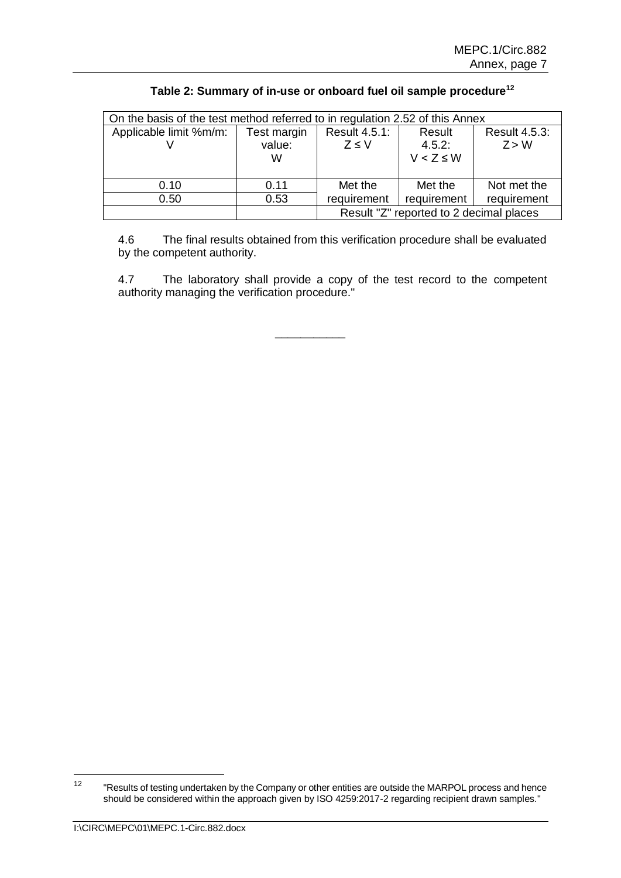**Table 2: Summary of in-use or onboard fuel oil sample procedure[12]**

| On the basis of the test method referred to in regulation 2.52 of this Annex | | | | |
|---|---|---|---|---|
| Applicable limit %m/m: V | Test margin value: W | Result 4.5.1: $Z \leq V$ | Result 4.5.2: $V < Z \leq W$ | Result 4.5.3: $Z > W$ |
| 0.10 | 0.11 | Met the requirement | Met the requirement | Not met the requirement |
| 0.50 | 0.53 | | | |
| | | Result "Z" reported to 2 decimal places | | |

4.6 The final results obtained from this verification procedure shall be evaluated by the competent authority.

4.7 The laboratory shall provide a copy of the test record to the competent authority managing the verification procedure."

___________

[12] "Results of testing undertaken by the Company or other entities are outside the MARPOL process and hence should be considered within the approach given by ISO 4259:2017-2 regarding recipient drawn samples."